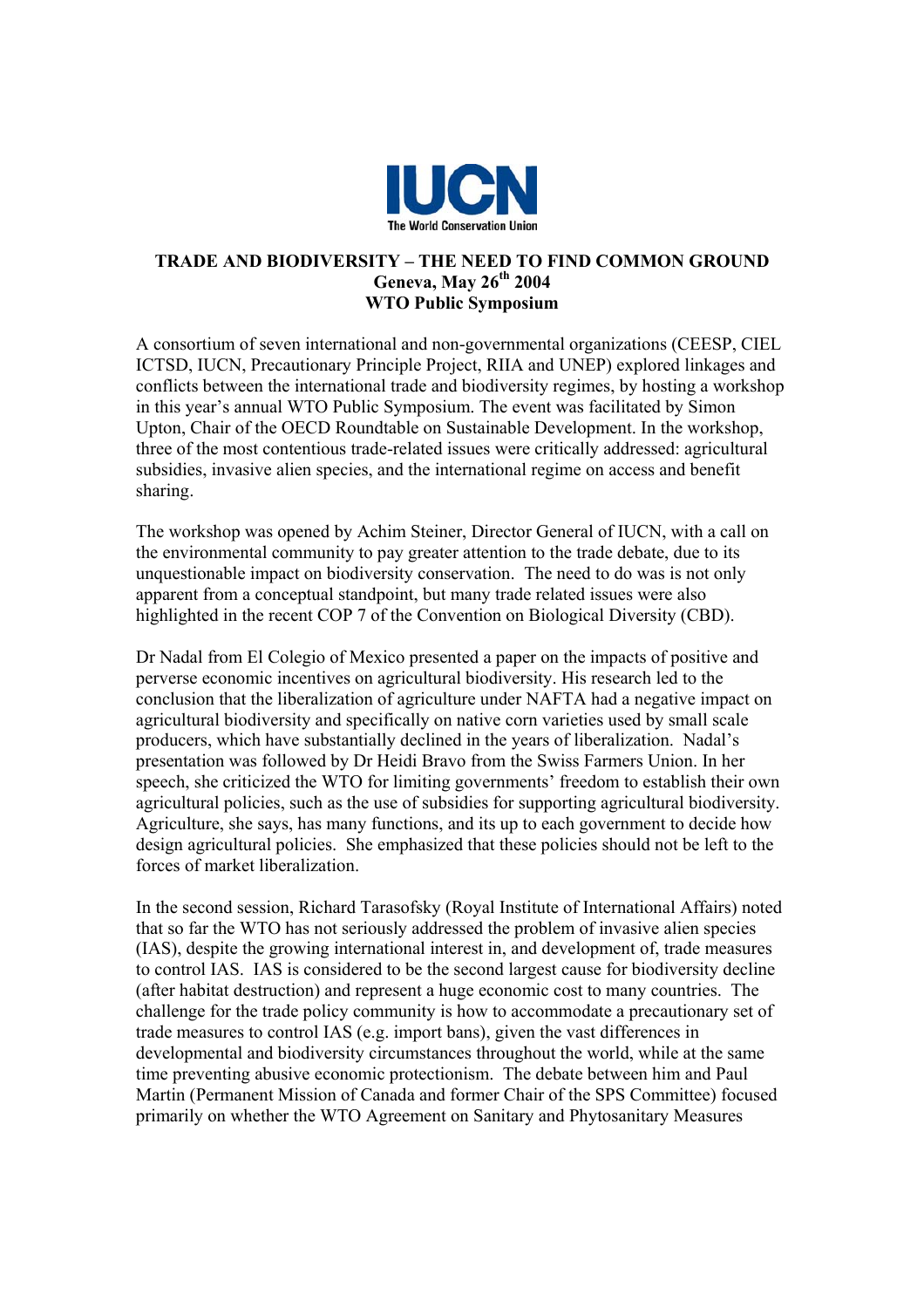IUCN
The World Conservation Union

**TRADE AND BIODIVERSITY – THE NEED TO FIND COMMON GROUND**
**Geneva, May 26th 2004**
**WTO Public Symposium**

A consortium of seven international and non-governmental organizations (CEESP, CIEL ICTSD, IUCN, Precautionary Principle Project, RIIA and UNEP) explored linkages and conflicts between the international trade and biodiversity regimes, by hosting a workshop in this year's annual WTO Public Symposium. The event was facilitated by Simon Upton, Chair of the OECD Roundtable on Sustainable Development. In the workshop, three of the most contentious trade-related issues were critically addressed: agricultural subsidies, invasive alien species, and the international regime on access and benefit sharing.

The workshop was opened by Achim Steiner, Director General of IUCN, with a call on the environmental community to pay greater attention to the trade debate, due to its unquestionable impact on biodiversity conservation. The need to do was is not only apparent from a conceptual standpoint, but many trade related issues were also highlighted in the recent COP 7 of the Convention on Biological Diversity (CBD).

Dr Nadal from El Colegio of Mexico presented a paper on the impacts of positive and perverse economic incentives on agricultural biodiversity. His research led to the conclusion that the liberalization of agriculture under NAFTA had a negative impact on agricultural biodiversity and specifically on native corn varieties used by small scale producers, which have substantially declined in the years of liberalization. Nadal's presentation was followed by Dr Heidi Bravo from the Swiss Farmers Union. In her speech, she criticized the WTO for limiting governments' freedom to establish their own agricultural policies, such as the use of subsidies for supporting agricultural biodiversity. Agriculture, she says, has many functions, and its up to each government to decide how design agricultural policies. She emphasized that these policies should not be left to the forces of market liberalization.

In the second session, Richard Tarasofsky (Royal Institute of International Affairs) noted that so far the WTO has not seriously addressed the problem of invasive alien species (IAS), despite the growing international interest in, and development of, trade measures to control IAS. IAS is considered to be the second largest cause for biodiversity decline (after habitat destruction) and represent a huge economic cost to many countries. The challenge for the trade policy community is how to accommodate a precautionary set of trade measures to control IAS (e.g. import bans), given the vast differences in developmental and biodiversity circumstances throughout the world, while at the same time preventing abusive economic protectionism. The debate between him and Paul Martin (Permanent Mission of Canada and former Chair of the SPS Committee) focused primarily on whether the WTO Agreement on Sanitary and Phytosanitary Measures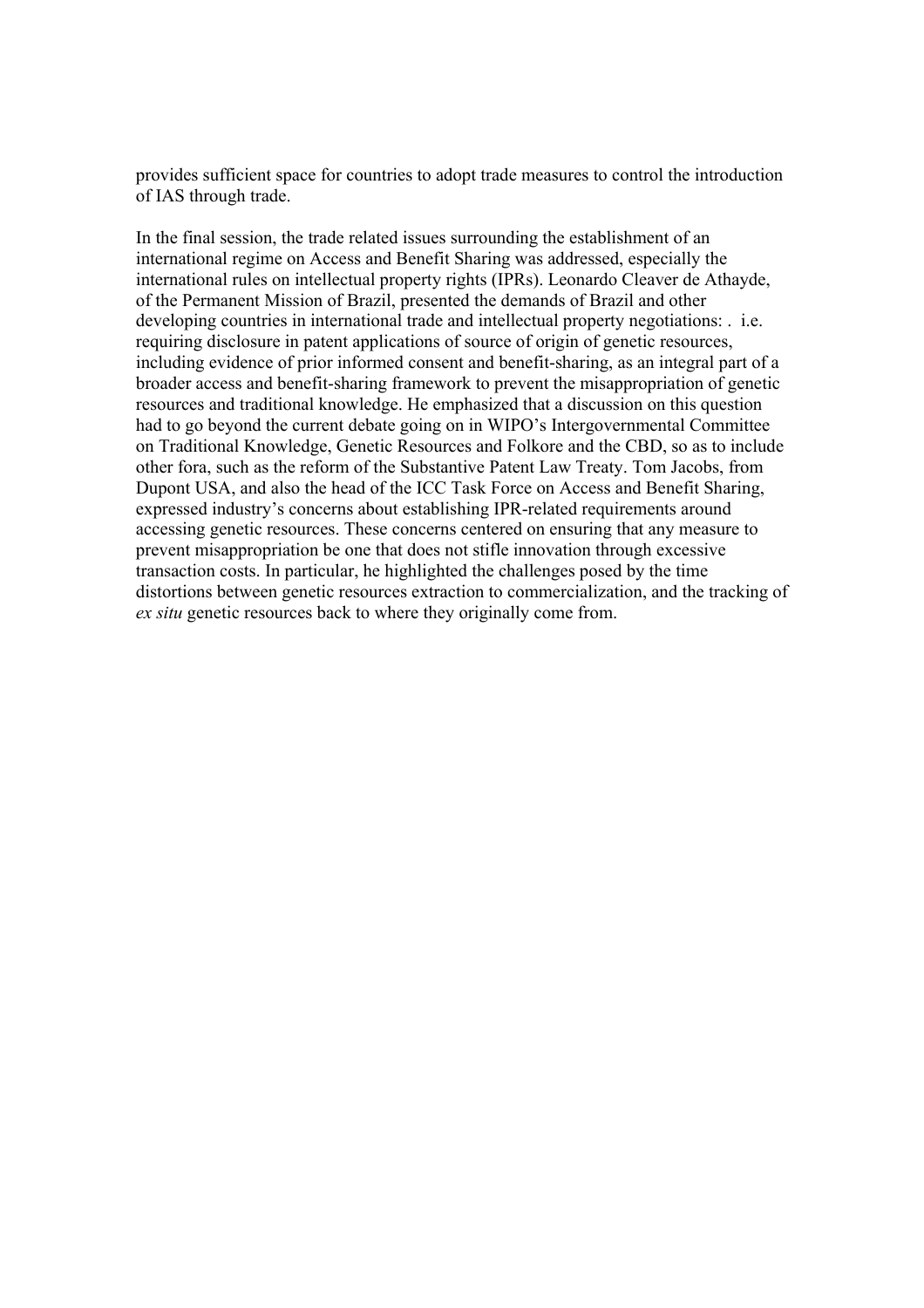provides sufficient space for countries to adopt trade measures to control the introduction of IAS through trade.

In the final session, the trade related issues surrounding the establishment of an international regime on Access and Benefit Sharing was addressed, especially the international rules on intellectual property rights (IPRs). Leonardo Cleaver de Athayde, of the Permanent Mission of Brazil, presented the demands of Brazil and other developing countries in international trade and intellectual property negotiations: .  i.e. requiring disclosure in patent applications of source of origin of genetic resources, including evidence of prior informed consent and benefit-sharing, as an integral part of a broader access and benefit-sharing framework to prevent the misappropriation of genetic resources and traditional knowledge. He emphasized that a discussion on this question had to go beyond the current debate going on in WIPO's Intergovernmental Committee on Traditional Knowledge, Genetic Resources and Folkore and the CBD, so as to include other fora, such as the reform of the Substantive Patent Law Treaty. Tom Jacobs, from Dupont USA, and also the head of the ICC Task Force on Access and Benefit Sharing, expressed industry's concerns about establishing IPR-related requirements around accessing genetic resources. These concerns centered on ensuring that any measure to prevent misappropriation be one that does not stifle innovation through excessive transaction costs. In particular, he highlighted the challenges posed by the time distortions between genetic resources extraction to commercialization, and the tracking of *ex situ* genetic resources back to where they originally come from.